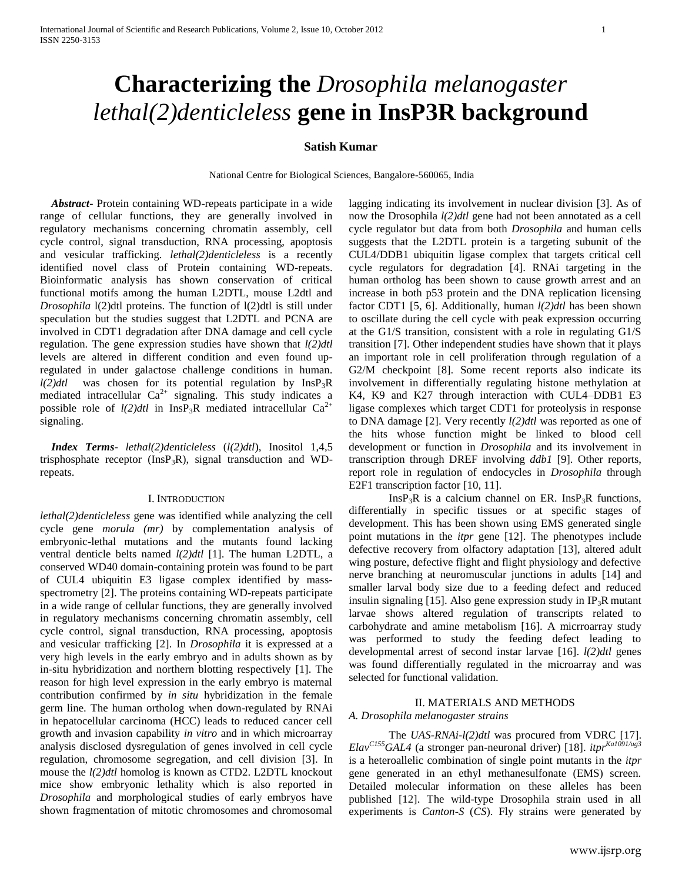# Characterizing the *Drosophila melanogaster lethal(2)denticleless* gene in InsP3R background

**Satish Kumar**

National Centre for Biological Sciences, Bangalore-560065, India

***Abstract*-** Protein containing WD-repeats participate in a wide range of cellular functions, they are generally involved in regulatory mechanisms concerning chromatin assembly, cell cycle control, signal transduction, RNA processing, apoptosis and vesicular trafficking. *lethal(2)denticleless* is a recently identified novel class of Protein containing WD-repeats. Bioinformatic analysis has shown conservation of critical functional motifs among the human L2DTL, mouse L2dtl and *Drosophila* l(2)dtl proteins. The function of l(2)dtl is still under speculation but the studies suggest that L2DTL and PCNA are involved in CDT1 degradation after DNA damage and cell cycle regulation. The gene expression studies have shown that *l(2)dtl* levels are altered in different condition and even found up-regulated in under galactose challenge conditions in human. *l(2)dtl* was chosen for its potential regulation by $InsP_3R$ mediated intracellular $Ca^{2+}$ signaling. This study indicates a possible role of *l(2)dtl* in $InsP_3R$ mediated intracellular $Ca^{2+}$ signaling.

***Index Terms*-** *lethal(2)denticleless* (*l(2)dtl*), Inositol 1,4,5 trisphosphate receptor ($InsP_3R$), signal transduction and WD-repeats.

## I. Introduction

*lethal(2)denticleless* gene was identified while analyzing the cell cycle gene *morula (mr)* by complementation analysis of embryonic-lethal mutations and the mutants found lacking ventral denticle belts named *l(2)dtl* [1]. The human L2DTL, a conserved WD40 domain-containing protein was found to be part of CUL4 ubiquitin E3 ligase complex identified by mass-spectrometry [2]. The proteins containing WD-repeats participate in a wide range of cellular functions, they are generally involved in regulatory mechanisms concerning chromatin assembly, cell cycle control, signal transduction, RNA processing, apoptosis and vesicular trafficking [2]. In *Drosophila* it is expressed at a very high levels in the early embryo and in adults shown as by in-situ hybridization and northern blotting respectively [1]. The reason for high level expression in the early embryo is maternal contribution confirmed by *in situ* hybridization in the female germ line. The human ortholog when down-regulated by RNAi in hepatocellular carcinoma (HCC) leads to reduced cancer cell growth and invasion capability *in vitro* and in which microarray analysis disclosed dysregulation of genes involved in cell cycle regulation, chromosome segregation, and cell division [3]. In mouse the *l(2)dtl* homolog is known as CTD2. L2DTL knockout mice show embryonic lethality which is also reported in *Drosophila* and morphological studies of early embryos have shown fragmentation of mitotic chromosomes and chromosomal lagging indicating its involvement in nuclear division [3]. As of now the Drosophila *l(2)dtl* gene had not been annotated as a cell cycle regulator but data from both *Drosophila* and human cells suggests that the L2DTL protein is a targeting subunit of the CUL4/DDB1 ubiquitin ligase complex that targets critical cell cycle regulators for degradation [4]. RNAi targeting in the human ortholog has been shown to cause growth arrest and an increase in both p53 protein and the DNA replication licensing factor CDT1 [5, 6]. Additionally, human *l(2)dtl* has been shown to oscillate during the cell cycle with peak expression occurring at the G1/S transition, consistent with a role in regulating G1/S transition [7]. Other independent studies have shown that it plays an important role in cell proliferation through regulation of a G2/M checkpoint [8]. Some recent reports also indicate its involvement in differentially regulating histone methylation at K4, K9 and K27 through interaction with CUL4–DDB1 E3 ligase complexes which target CDT1 for proteolysis in response to DNA damage [2]. Very recently *l(2)dtl* was reported as one of the hits whose function might be linked to blood cell development or function in *Drosophila* and its involvement in transcription through DREF involving *ddb1* [9]. Other reports, report role in regulation of endocycles in *Drosophila* through E2F1 transcription factor [10, 11].

$InsP_3R$ is a calcium channel on ER. $InsP_3R$ functions, differentially in specific tissues or at specific stages of development. This has been shown using EMS generated single point mutations in the *itpr* gene [12]. The phenotypes include defective recovery from olfactory adaptation [13], altered adult wing posture, defective flight and flight physiology and defective nerve branching at neuromuscular junctions in adults [14] and smaller larval body size due to a feeding defect and reduced insulin signaling [15]. Also gene expression study in $IP_3R$ mutant larvae shows altered regulation of transcripts related to carbohydrate and amine metabolism [16]. A micrroarray study was performed to study the feeding defect leading to developmental arrest of second instar larvae [16]. *l(2)dtl* genes was found differentially regulated in the microarray and was selected for functional validation.

## II. Materials and Methods

### *A. Drosophila melanogaster strains*

The *UAS-RNAi-l(2)dtl* was procured from VDRC [17]. *$Elav^{C155}GAL4$* (a stronger pan-neuronal driver) [18]. *$itpr^{Ka1091/ug3}$* is a heteroallelic combination of single point mutants in the *itpr* gene generated in an ethyl methanesulfonate (EMS) screen. Detailed molecular information on these alleles has been published [12]. The wild-type Drosophila strain used in all experiments is *Canton-S* (*CS*). Fly strains were generated by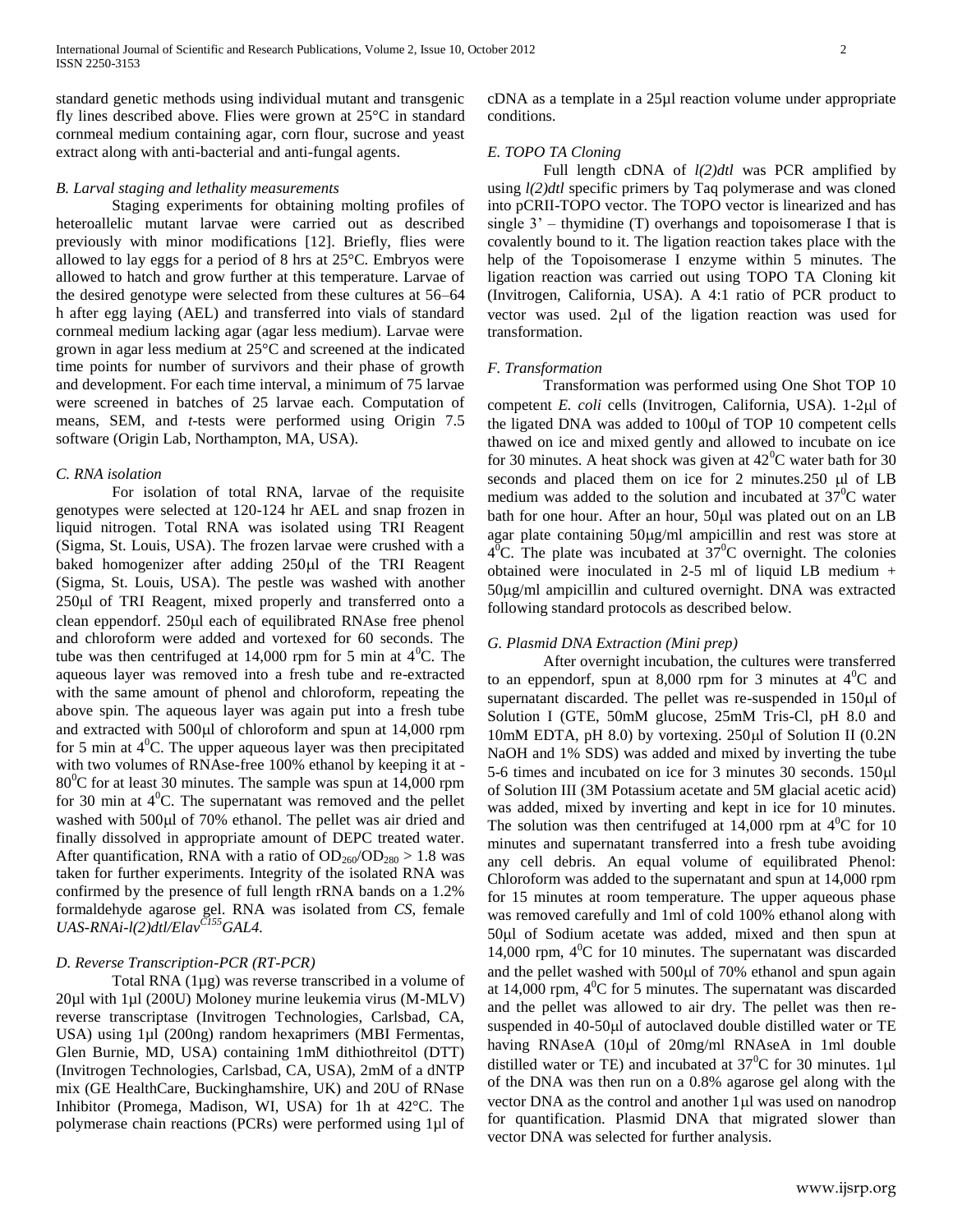standard genetic methods using individual mutant and transgenic fly lines described above. Flies were grown at 25°C in standard cornmeal medium containing agar, corn flour, sucrose and yeast extract along with anti-bacterial and anti-fungal agents.

### *B. Larval staging and lethality measurements*

Staging experiments for obtaining molting profiles of heteroallelic mutant larvae were carried out as described previously with minor modifications [12]. Briefly, flies were allowed to lay eggs for a period of 8 hrs at 25°C. Embryos were allowed to hatch and grow further at this temperature. Larvae of the desired genotype were selected from these cultures at 56–64 h after egg laying (AEL) and transferred into vials of standard cornmeal medium lacking agar (agar less medium). Larvae were grown in agar less medium at 25°C and screened at the indicated time points for number of survivors and their phase of growth and development. For each time interval, a minimum of 75 larvae were screened in batches of 25 larvae each. Computation of means, SEM, and *t*-tests were performed using Origin 7.5 software (Origin Lab, Northampton, MA, USA).

### *C. RNA isolation*

For isolation of total RNA, larvae of the requisite genotypes were selected at 120-124 hr AEL and snap frozen in liquid nitrogen. Total RNA was isolated using TRI Reagent (Sigma, St. Louis, USA). The frozen larvae were crushed with a baked homogenizer after adding 250μl of the TRI Reagent (Sigma, St. Louis, USA). The pestle was washed with another 250μl of TRI Reagent, mixed properly and transferred onto a clean eppendorf. 250μl each of equilibrated RNAse free phenol and chloroform were added and vortexed for 60 seconds. The tube was then centrifuged at 14,000 rpm for 5 min at $4^0$C. The aqueous layer was removed into a fresh tube and re-extracted with the same amount of phenol and chloroform, repeating the above spin. The aqueous layer was again put into a fresh tube and extracted with 500μl of chloroform and spun at 14,000 rpm for 5 min at $4^0$C. The upper aqueous layer was then precipitated with two volumes of RNAse-free 100% ethanol by keeping it at -$80^0$C for at least 30 minutes. The sample was spun at 14,000 rpm for 30 min at $4^0$C. The supernatant was removed and the pellet washed with 500μl of 70% ethanol. The pellet was air dried and finally dissolved in appropriate amount of DEPC treated water. After quantification, RNA with a ratio of $OD_{260}/OD_{280} > 1.8$ was taken for further experiments. Integrity of the isolated RNA was confirmed by the presence of full length rRNA bands on a 1.2% formaldehyde agarose gel. RNA was isolated from *CS*, female *UAS-RNAi-l(2)dtl/Elav$^{C155}$GAL4.*

### *D. Reverse Transcription-PCR (RT-PCR)*

Total RNA (1µg) was reverse transcribed in a volume of 20µl with 1µl (200U) Moloney murine leukemia virus (M-MLV) reverse transcriptase (Invitrogen Technologies, Carlsbad, CA, USA) using 1µl (200ng) random hexaprimers (MBI Fermentas, Glen Burnie, MD, USA) containing 1mM dithiothreitol (DTT) (Invitrogen Technologies, Carlsbad, CA, USA), 2mM of a dNTP mix (GE HealthCare, Buckinghamshire, UK) and 20U of RNase Inhibitor (Promega, Madison, WI, USA) for 1h at 42°C. The polymerase chain reactions (PCRs) were performed using 1µl of cDNA as a template in a 25µl reaction volume under appropriate conditions.

### *E. TOPO TA Cloning*

Full length cDNA of *l(2)dtl* was PCR amplified by using *l(2)dtl* specific primers by Taq polymerase and was cloned into pCRII-TOPO vector. The TOPO vector is linearized and has single 3' – thymidine (T) overhangs and topoisomerase I that is covalently bound to it. The ligation reaction takes place with the help of the Topoisomerase I enzyme within 5 minutes. The ligation reaction was carried out using TOPO TA Cloning kit (Invitrogen, California, USA). A 4:1 ratio of PCR product to vector was used. 2μl of the ligation reaction was used for transformation.

### *F. Transformation*

Transformation was performed using One Shot TOP 10 competent *E. coli* cells (Invitrogen, California, USA). 1-2μl of the ligated DNA was added to 100μl of TOP 10 competent cells thawed on ice and mixed gently and allowed to incubate on ice for 30 minutes. A heat shock was given at $42^0$C water bath for 30 seconds and placed them on ice for 2 minutes.250 μl of LB medium was added to the solution and incubated at $37^0$C water bath for one hour. After an hour, 50μl was plated out on an LB agar plate containing 50μg/ml ampicillin and rest was store at $4^0$C. The plate was incubated at $37^0$C overnight. The colonies obtained were inoculated in 2-5 ml of liquid LB medium + 50μg/ml ampicillin and cultured overnight. DNA was extracted following standard protocols as described below.

### *G. Plasmid DNA Extraction (Mini prep)*

After overnight incubation, the cultures were transferred to an eppendorf, spun at 8,000 rpm for 3 minutes at $4^0$C and supernatant discarded. The pellet was re-suspended in 150μl of Solution I (GTE, 50mM glucose, 25mM Tris-Cl, pH 8.0 and 10mM EDTA, pH 8.0) by vortexing. 250μl of Solution II (0.2N NaOH and 1% SDS) was added and mixed by inverting the tube 5-6 times and incubated on ice for 3 minutes 30 seconds. 150μl of Solution III (3M Potassium acetate and 5M glacial acetic acid) was added, mixed by inverting and kept in ice for 10 minutes. The solution was then centrifuged at 14,000 rpm at $4^0$C for 10 minutes and supernatant transferred into a fresh tube avoiding any cell debris. An equal volume of equilibrated Phenol: Chloroform was added to the supernatant and spun at 14,000 rpm for 15 minutes at room temperature. The upper aqueous phase was removed carefully and 1ml of cold 100% ethanol along with 50μl of Sodium acetate was added, mixed and then spun at 14,000 rpm, $4^0$C for 10 minutes. The supernatant was discarded and the pellet washed with 500μl of 70% ethanol and spun again at 14,000 rpm, $4^0$C for 5 minutes. The supernatant was discarded and the pellet was allowed to air dry. The pellet was then re-suspended in 40-50μl of autoclaved double distilled water or TE having RNAseA (10μl of 20mg/ml RNAseA in 1ml double distilled water or TE) and incubated at $37^0$C for 30 minutes. 1μl of the DNA was then run on a 0.8% agarose gel along with the vector DNA as the control and another 1μl was used on nanodrop for quantification. Plasmid DNA that migrated slower than vector DNA was selected for further analysis.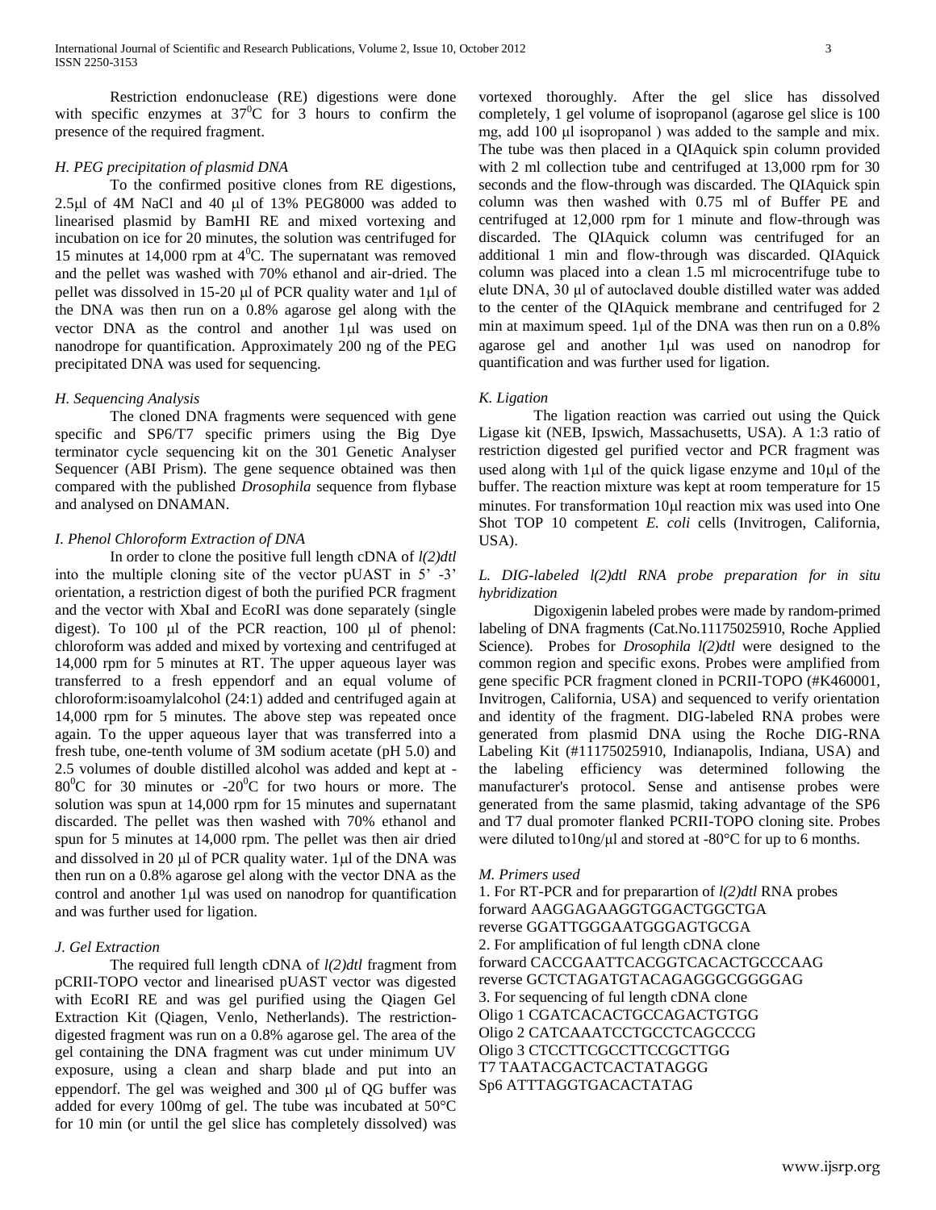Restriction endonuclease (RE) digestions were done with specific enzymes at $37^0C$ for 3 hours to confirm the presence of the required fragment.

### *H. PEG precipitation of plasmid DNA*

To the confirmed positive clones from RE digestions, 2.5μl of 4M NaCl and 40 μl of 13% PEG8000 was added to linearised plasmid by BamHI RE and mixed vortexing and incubation on ice for 20 minutes, the solution was centrifuged for 15 minutes at 14,000 rpm at $4^0C$. The supernatant was removed and the pellet was washed with 70% ethanol and air-dried. The pellet was dissolved in 15-20 μl of PCR quality water and 1μl of the DNA was then run on a 0.8% agarose gel along with the vector DNA as the control and another 1μl was used on nanodrope for quantification. Approximately 200 ng of the PEG precipitated DNA was used for sequencing.

### *H. Sequencing Analysis*

The cloned DNA fragments were sequenced with gene specific and SP6/T7 specific primers using the Big Dye terminator cycle sequencing kit on the 301 Genetic Analyser Sequencer (ABI Prism). The gene sequence obtained was then compared with the published *Drosophila* sequence from flybase and analysed on DNAMAN.

### *I. Phenol Chloroform Extraction of DNA*

In order to clone the positive full length cDNA of *l(2)dtl* into the multiple cloning site of the vector pUAST in 5' -3' orientation, a restriction digest of both the purified PCR fragment and the vector with XbaI and EcoRI was done separately (single digest). To 100 μl of the PCR reaction, 100 μl of phenol: chloroform was added and mixed by vortexing and centrifuged at 14,000 rpm for 5 minutes at RT. The upper aqueous layer was transferred to a fresh eppendorf and an equal volume of chloroform:isoamylalcohol (24:1) added and centrifuged again at 14,000 rpm for 5 minutes. The above step was repeated once again. To the upper aqueous layer that was transferred into a fresh tube, one-tenth volume of 3M sodium acetate (pH 5.0) and 2.5 volumes of double distilled alcohol was added and kept at -$80^0C$ for 30 minutes or -$20^0C$ for two hours or more. The solution was spun at 14,000 rpm for 15 minutes and supernatant discarded. The pellet was then washed with 70% ethanol and spun for 5 minutes at 14,000 rpm. The pellet was then air dried and dissolved in 20 μl of PCR quality water. 1μl of the DNA was then run on a 0.8% agarose gel along with the vector DNA as the control and another 1μl was used on nanodrop for quantification and was further used for ligation.

### *J. Gel Extraction*

The required full length cDNA of *l(2)dtl* fragment from pCRII-TOPO vector and linearised pUAST vector was digested with EcoRI RE and was gel purified using the Qiagen Gel Extraction Kit (Qiagen, Venlo, Netherlands). The restriction-digested fragment was run on a 0.8% agarose gel. The area of the gel containing the DNA fragment was cut under minimum UV exposure, using a clean and sharp blade and put into an eppendorf. The gel was weighed and 300 μl of QG buffer was added for every 100mg of gel. The tube was incubated at 50°C for 10 min (or until the gel slice has completely dissolved) was vortexed thoroughly. After the gel slice has dissolved completely, 1 gel volume of isopropanol (agarose gel slice is 100 mg, add 100 μl isopropanol ) was added to the sample and mix. The tube was then placed in a QIAquick spin column provided with 2 ml collection tube and centrifuged at 13,000 rpm for 30 seconds and the flow-through was discarded. The QIAquick spin column was then washed with 0.75 ml of Buffer PE and centrifuged at 12,000 rpm for 1 minute and flow-through was discarded. The QIAquick column was centrifuged for an additional 1 min and flow-through was discarded. QIAquick column was placed into a clean 1.5 ml microcentrifuge tube to elute DNA, 30 μl of autoclaved double distilled water was added to the center of the QIAquick membrane and centrifuged for 2 min at maximum speed. 1μl of the DNA was then run on a 0.8% agarose gel and another 1μl was used on nanodrop for quantification and was further used for ligation.

### *K. Ligation*

The ligation reaction was carried out using the Quick Ligase kit (NEB, Ipswich, Massachusetts, USA). A 1:3 ratio of restriction digested gel purified vector and PCR fragment was used along with 1μl of the quick ligase enzyme and 10μl of the buffer. The reaction mixture was kept at room temperature for 15 minutes. For transformation 10μl reaction mix was used into One Shot TOP 10 competent *E. coli* cells (Invitrogen, California, USA).

### *L. DIG-labeled l(2)dtl RNA probe preparation for in situ hybridization*

Digoxigenin labeled probes were made by random-primed labeling of DNA fragments (Cat.No.11175025910, Roche Applied Science). Probes for *Drosophila l(2)dtl* were designed to the common region and specific exons. Probes were amplified from gene specific PCR fragment cloned in PCRII-TOPO (#K460001, Invitrogen, California, USA) and sequenced to verify orientation and identity of the fragment. DIG-labeled RNA probes were generated from plasmid DNA using the Roche DIG-RNA Labeling Kit (#11175025910, Indianapolis, Indiana, USA) and the labeling efficiency was determined following the manufacturer's protocol. Sense and antisense probes were generated from the same plasmid, taking advantage of the SP6 and T7 dual promoter flanked PCRII-TOPO cloning site. Probes were diluted to10ng/μl and stored at -80°C for up to 6 months.

### *M. Primers used*

1. For RT-PCR and for preparartion of *l(2)dtl* RNA probes
forward AAGGAGAAGGTGGACTGGCTGA
reverse GGATTGGGAATGGGAGTGCGA
2. For amplification of ful length cDNA clone
forward CACCGAATTCACGGTCACACTGCCCAAG
reverse GCTCTAGATGTACAGAGGGCGGGGAG
3. For sequencing of ful length cDNA clone
Oligo 1 CGATCACACTGCCAGACTGTGG
Oligo 2 CATCAAATCCTGCCTCAGCCCG
Oligo 3 CTCCTTCGCCTTCCGCTTGG
T7 TAATACGACTCACTATAGGG
Sp6 ATTTAGGTGACACTATAG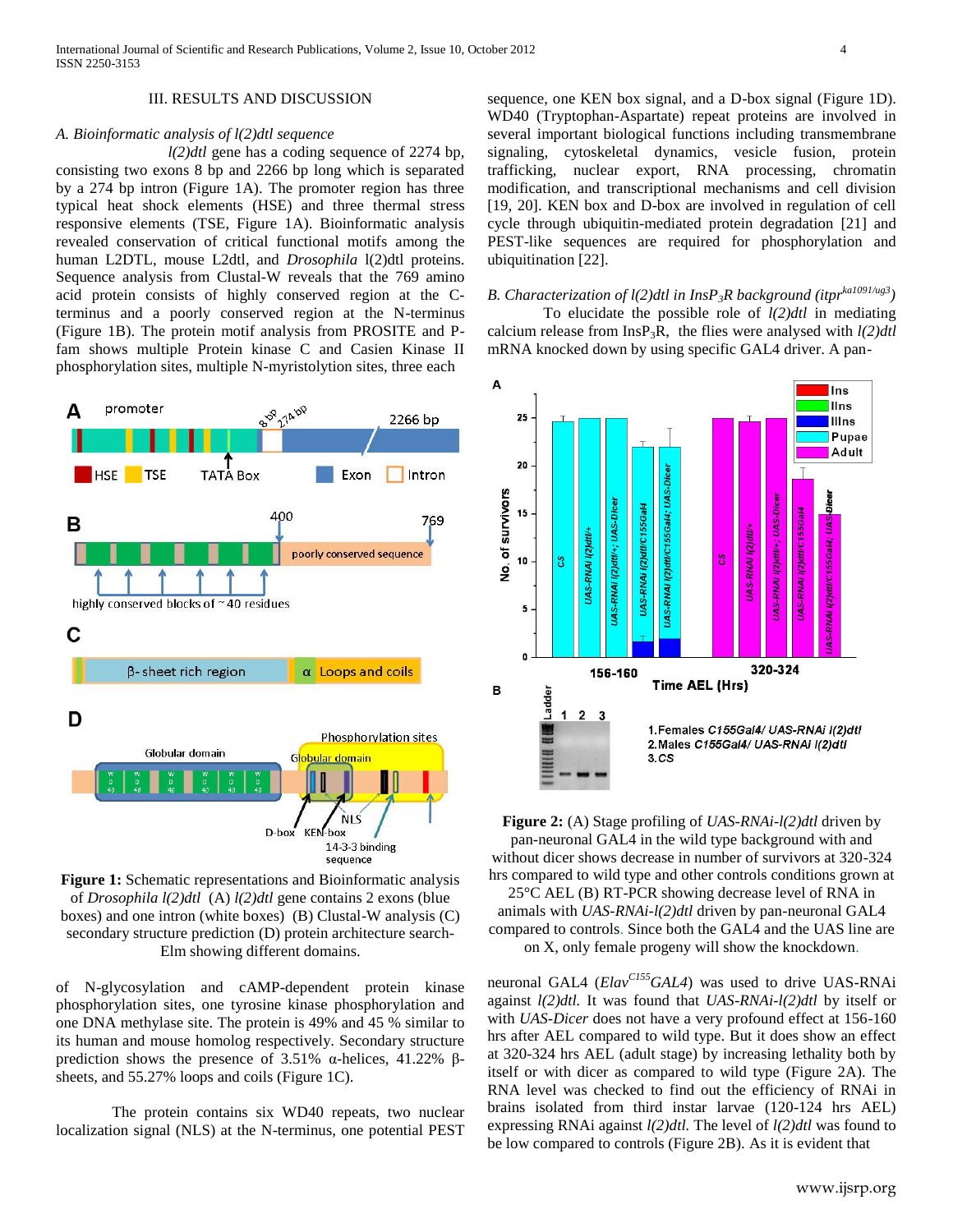## III. RESULTS AND DISCUSSION

### A. Bioinformatic analysis of l(2)dtl sequence

*l(2)dtl* gene has a coding sequence of 2274 bp, consisting two exons 8 bp and 2266 bp long which is separated by a 274 bp intron (Figure 1A). The promoter region has three typical heat shock elements (HSE) and three thermal stress responsive elements (TSE, Figure 1A). Bioinformatic analysis revealed conservation of critical functional motifs among the human L2DTL, mouse L2dtl, and *Drosophila* l(2)dtl proteins. Sequence analysis from Clustal-W reveals that the 769 amino acid protein consists of highly conserved region at the C-terminus and a poorly conserved region at the N-terminus (Figure 1B). The protein motif analysis from PROSITE and P-fam shows multiple Protein kinase C and Casien Kinase II phosphorylation sites, multiple N-myristolytion sites, three each of N-glycosylation and cAMP-dependent protein kinase phosphorylation sites, one tyrosine kinase phosphorylation and one DNA methylase site. The protein is 49% and 45 % similar to its human and mouse homolog respectively. Secondary structure prediction shows the presence of 3.51% α-helices, 41.22% β-sheets, and 55.27% loops and coils (Figure 1C).

**Figure 1:** Schematic representations and Bioinformatic analysis of *Drosophila l(2)dtl* (A) *l(2)dtl* gene contains 2 exons (blue boxes) and one intron (white boxes) (B) Clustal-W analysis (C) secondary structure prediction (D) protein architecture search-Elm showing different domains.

The protein contains six WD40 repeats, two nuclear localization signal (NLS) at the N-terminus, one potential PEST sequence, one KEN box signal, and a D-box signal (Figure 1D). WD40 (Tryptophan-Aspartate) repeat proteins are involved in several important biological functions including transmembrane signaling, cytoskeletal dynamics, vesicle fusion, protein trafficking, nuclear export, RNA processing, chromatin modification, and transcriptional mechanisms and cell division [19, 20]. KEN box and D-box are involved in regulation of cell cycle through ubiquitin-mediated protein degradation [21] and PEST-like sequences are required for phosphorylation and ubiquitination [22].

### B. Characterization of l(2)dtl in InsP$_3$R background (itpr$^{ka1091/ug3}$)

To elucidate the possible role of *l(2)dtl* in mediating calcium release from InsP$_3$R, the flies were analysed with *l(2)dtl* mRNA knocked down by using specific GAL4 driver. A pan-neuronal GAL4 (*Elav$^{C155}$GAL4*) was used to drive UAS-RNAi against *l(2)dtl.* It was found that *UAS-RNAi-l(2)dtl* by itself or with *UAS-Dicer* does not have a very profound effect at 156-160 hrs after AEL compared to wild type. But it does show an effect at 320-324 hrs AEL (adult stage) by increasing lethality both by itself or with dicer as compared to wild type (Figure 2A). The RNA level was checked to find out the efficiency of RNAi in brains isolated from third instar larvae (120-124 hrs AEL) expressing RNAi against *l(2)dtl*. The level of *l(2)dtl* was found to be low compared to controls (Figure 2B). As it is evident that

**Figure 2:** (A) Stage profiling of *UAS-RNAi-l(2)dtl* driven by pan-neuronal GAL4 in the wild type background with and without dicer shows decrease in number of survivors at 320-324 hrs compared to wild type and other controls conditions grown at 25°C AEL (B) RT-PCR showing decrease level of RNA in animals with *UAS-RNAi-l(2)dtl* driven by pan-neuronal GAL4 compared to controls. Since both the GAL4 and the UAS line are on X, only female progeny will show the knockdown.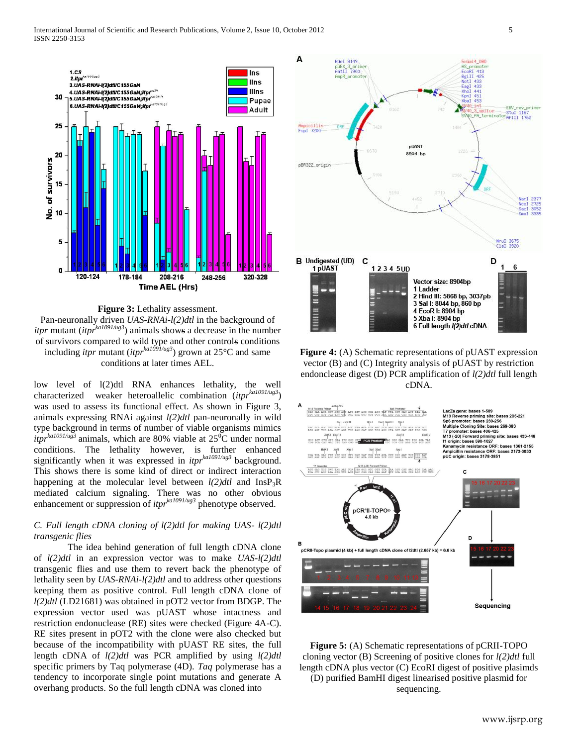**Figure 3:** Lethality assessment.
Pan-neuronally driven *UAS-RNAi-l(2)dtl* in the background of *itpr* mutant (*itpr*$^{ka1091/ug3}$) animals shows a decrease in the number of survivors compared to wild type and other controls conditions including *itpr* mutant (*itpr*$^{ka1091/ug3}$) grown at 25°C and same conditions at later times AEL.

**Figure 4:** (A) Schematic representations of pUAST expression vector (B) and (C) Integrity analysis of pUAST by restriction endonclease digest (D) PCR amplification of *l(2)dtl* full length cDNA.

low level of l(2)dtl RNA enhances lethality, the well characterized weaker heteroallelic combination (*itpr*$^{ka1091/ug3}$) was used to assess its functional effect. As shown in Figure 3, animals expressing RNAi against *l(2)dtl* pan-neuronally in wild type background in terms of number of viable organisms mimics *itpr*$^{ka1091/ug3}$ animals, which are 80% viable at 25$^0$C under normal conditions. The lethality however, is further enhanced significantly when it was expressed in *itpr*$^{ka1091/ug3}$ background. This shows there is some kind of direct or indirect interaction happening at the molecular level between *l(2)dtl* and $InsP_3R$ mediated calcium signaling. There was no other obvious enhancement or suppression of *itpr*$^{ka1091/ug3}$ phenotype observed.

*C. Full length cDNA cloning of l(2)dtl for making UAS- l(2)dtl transgenic flies*

The idea behind generation of full length cDNA clone of *l(2)dtl* in an expression vector was to make *UAS-l(2)dtl* transgenic flies and use them to revert back the phenotype of lethality seen by *UAS-RNAi-l(2)dtl* and to address other questions keeping them as positive control. Full length cDNA clone of *l(2)dtl* (LD21681) was obtained in pOT2 vector from BDGP. The expression vector used was pUAST whose intactness and restriction endonuclease (RE) sites were checked (Figure 4A-C). RE sites present in pOT2 with the clone were also checked but because of the incompatibility with pUAST RE sites, the full length cDNA of *l(2)dtl* was PCR amplified by using *l(2)dtl* specific primers by Taq polymerase (4D). *Taq* polymerase has a tendency to incorporate single point mutations and generate A overhang products. So the full length cDNA was cloned into

**Figure 5:** (A) Schematic representations of pCRII-TOPO cloning vector (B) Screening of positive clones for *l(2)dtl* full length cDNA plus vector (C) EcoRI digest of positive plasimds (D) purified BamHI digest linearised positive plasmid for sequencing.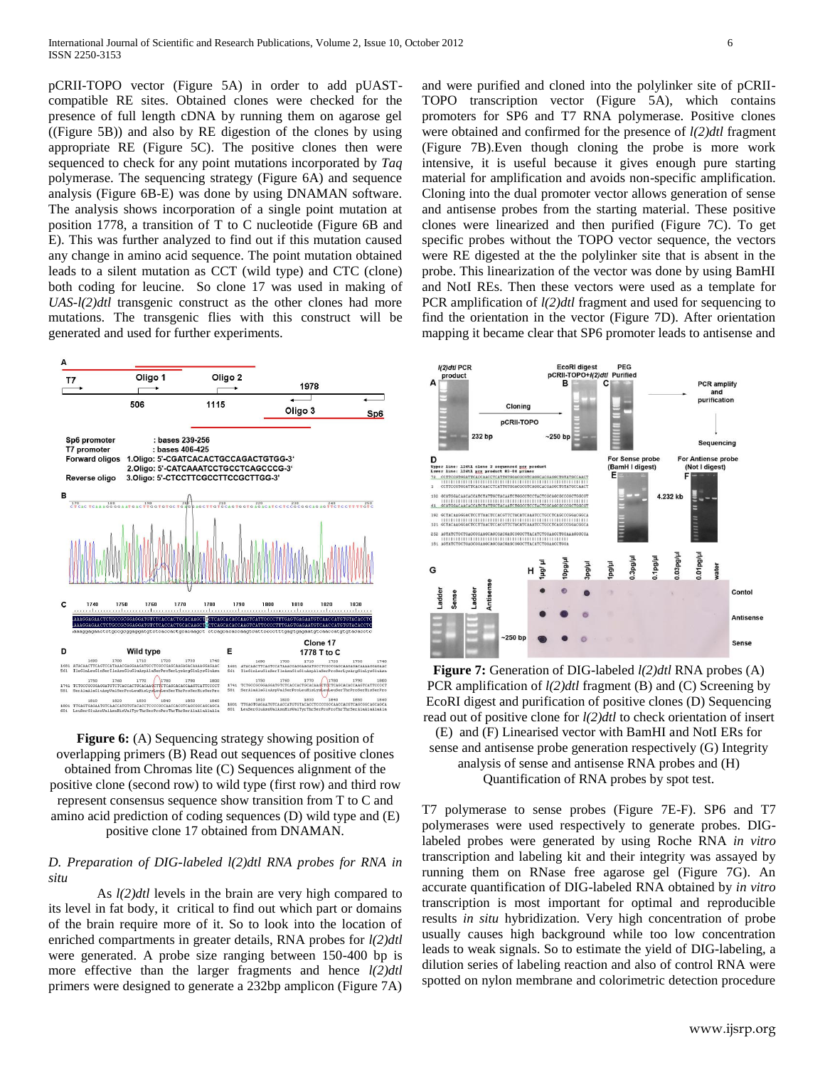pCRII-TOPO vector (Figure 5A) in order to add pUAST-compatible RE sites. Obtained clones were checked for the presence of full length cDNA by running them on agarose gel ((Figure 5B)) and also by RE digestion of the clones by using appropriate RE (Figure 5C). The positive clones then were sequenced to check for any point mutations incorporated by *Taq* polymerase. The sequencing strategy (Figure 6A) and sequence analysis (Figure 6B-E) was done by using DNAMAN software. The analysis shows incorporation of a single point mutation at position 1778, a transition of T to C nucleotide (Figure 6B and E). This was further analyzed to find out if this mutation caused any change in amino acid sequence. The point mutation obtained leads to a silent mutation as CCT (wild type) and CTC (clone) both coding for leucine. So clone 17 was used in making of *UAS-l(2)dtl* transgenic construct as the other clones had more mutations. The transgenic flies with this construct will be generated and used for further experiments.

**Figure 6:** (A) Sequencing strategy showing position of overlapping primers (B) Read out sequences of positive clones obtained from Chromas lite (C) Sequences alignment of the positive clone (second row) to wild type (first row) and third row represent consensus sequence show transition from T to C and amino acid prediction of coding sequences (D) wild type and (E) positive clone 17 obtained from DNAMAN.

### *D. Preparation of DIG-labeled l(2)dtl RNA probes for RNA in situ*

As *l(2)dtl* levels in the brain are very high compared to its level in fat body, it critical to find out which part or domains of the brain require more of it. So to look into the location of enriched compartments in greater details, RNA probes for *l(2)dtl* were generated. A probe size ranging between 150-400 bp is more effective than the larger fragments and hence *l(2)dtl* primers were designed to generate a 232bp amplicon (Figure 7A) and were purified and cloned into the polylinker site of pCRII-TOPO transcription vector (Figure 5A), which contains promoters for SP6 and T7 RNA polymerase. Positive clones were obtained and confirmed for the presence of *l(2)dtl* fragment (Figure 7B).Even though cloning the probe is more work intensive, it is useful because it gives enough pure starting material for amplification and avoids non-specific amplification. Cloning into the dual promoter vector allows generation of sense and antisense probes from the starting material. These positive clones were linearized and then purified (Figure 7C). To get specific probes without the TOPO vector sequence, the vectors were RE digested at the polylinker site that is absent in the probe. This linearization of the vector was done by using BamHI and NotI REs. Then these vectors were used as a template for PCR amplification of *l(2)dtl* fragment and used for sequencing to find the orientation in the vector (Figure 7D). After orientation mapping it became clear that SP6 promoter leads to antisense and T7 polymerase to sense probes (Figure 7E-F). SP6 and T7 polymerases were used respectively to generate probes. DIG-labeled probes were generated by using Roche RNA *in vitro* transcription and labeling kit and their integrity was assayed by running them on RNase free agarose gel (Figure 7G). An accurate quantification of DIG-labeled RNA obtained by *in vitro* transcription is most important for optimal and reproducible results *in situ* hybridization. Very high concentration of probe usually causes high background while too low concentration leads to weak signals. So to estimate the yield of DIG-labeling, a dilution series of labeling reaction and also of control RNA were spotted on nylon membrane and colorimetric detection procedure

**Figure 7:** Generation of DIG-labeled *l(2)dtl* RNA probes (A) PCR amplification of *l(2)dtl* fragment (B) and (C) Screening by EcoRI digest and purification of positive clones (D) Sequencing read out of positive clone for *l(2)dtl* to check orientation of insert (E) and (F) Linearised vector with BamHI and NotI ERs for sense and antisense probe generation respectively (G) Integrity analysis of sense and antisense RNA probes and (H) Quantification of RNA probes by spot test.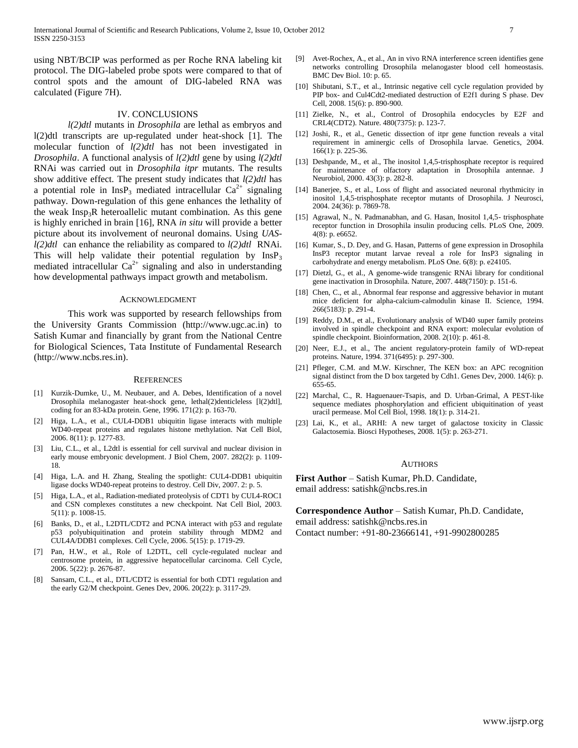using NBT/BCIP was performed as per Roche RNA labeling kit protocol. The DIG-labeled probe spots were compared to that of control spots and the amount of DIG-labeled RNA was calculated (Figure 7H).

## IV. CONCLUSIONS

*l(2)dtl* mutants in *Drosophila* are lethal as embryos and l(2)dtl transcripts are up-regulated under heat-shock [1]. The molecular function of *l(2)dtl* has not been investigated in *Drosophila*. A functional analysis of *l(2)dtl* gene by using *l(2)dtl* RNAi was carried out in *Drosophila itpr* mutants. The results show additive effect. The present study indicates that *l(2)dtl* has a potential role in $InsP_3$ mediated intracellular $Ca^{2+}$ signaling pathway. Down-regulation of this gene enhances the lethality of the weak $Insp_3R$ heteroallelic mutant combination. As this gene is highly enriched in brain [16], RNA *in situ* will provide a better picture about its involvement of neuronal domains. Using *UAS-l(2)dtl* can enhance the reliability as compared to *l(2)dtl* RNAi. This will help validate their potential regulation by $InsP_3$ mediated intracellular $Ca^{2+}$ signaling and also in understanding how developmental pathways impact growth and metabolism.

## ACKNOWLEDGMENT

This work was supported by research fellowships from the University Grants Commission (http://www.ugc.ac.in) to Satish Kumar and financially by grant from the National Centre for Biological Sciences, Tata Institute of Fundamental Research (http://www.ncbs.res.in).

## REFERENCES

[1] Kurzik-Dumke, U., M. Neubauer, and A. Debes, Identification of a novel Drosophila melanogaster heat-shock gene, lethal(2)denticleless [l(2)dtl], coding for an 83-kDa protein. Gene, 1996. 171(2): p. 163-70.

[2] Higa, L.A., et al., CUL4-DDB1 ubiquitin ligase interacts with multiple WD40-repeat proteins and regulates histone methylation. Nat Cell Biol, 2006. 8(11): p. 1277-83.

[3] Liu, C.L., et al., L2dtl is essential for cell survival and nuclear division in early mouse embryonic development. J Biol Chem, 2007. 282(2): p. 1109-18.

[4] Higa, L.A. and H. Zhang, Stealing the spotlight: CUL4-DDB1 ubiquitin ligase docks WD40-repeat proteins to destroy. Cell Div, 2007. 2: p. 5.

[5] Higa, L.A., et al., Radiation-mediated proteolysis of CDT1 by CUL4-ROC1 and CSN complexes constitutes a new checkpoint. Nat Cell Biol, 2003. 5(11): p. 1008-15.

[6] Banks, D., et al., L2DTL/CDT2 and PCNA interact with p53 and regulate p53 polyubiquitination and protein stability through MDM2 and CUL4A/DDB1 complexes. Cell Cycle, 2006. 5(15): p. 1719-29.

[7] Pan, H.W., et al., Role of L2DTL, cell cycle-regulated nuclear and centrosome protein, in aggressive hepatocellular carcinoma. Cell Cycle, 2006. 5(22): p. 2676-87.

[8] Sansam, C.L., et al., DTL/CDT2 is essential for both CDT1 regulation and the early G2/M checkpoint. Genes Dev, 2006. 20(22): p. 3117-29.

[9] Avet-Rochex, A., et al., An in vivo RNA interference screen identifies gene networks controlling Drosophila melanogaster blood cell homeostasis. BMC Dev Biol. 10: p. 65.

[10] Shibutani, S.T., et al., Intrinsic negative cell cycle regulation provided by PIP box- and Cul4Cdt2-mediated destruction of E2f1 during S phase. Dev Cell, 2008. 15(6): p. 890-900.

[11] Zielke, N., et al., Control of Drosophila endocycles by E2F and CRL4(CDT2). Nature. 480(7375): p. 123-7.

[12] Joshi, R., et al., Genetic dissection of itpr gene function reveals a vital requirement in aminergic cells of Drosophila larvae. Genetics, 2004. 166(1): p. 225-36.

[13] Deshpande, M., et al., The inositol 1,4,5-trisphosphate receptor is required for maintenance of olfactory adaptation in Drosophila antennae. J Neurobiol, 2000. 43(3): p. 282-8.

[14] Banerjee, S., et al., Loss of flight and associated neuronal rhythmicity in inositol 1,4,5-trisphosphate receptor mutants of Drosophila. J Neurosci, 2004. 24(36): p. 7869-78.

[15] Agrawal, N., N. Padmanabhan, and G. Hasan, Inositol 1,4,5- trisphosphate receptor function in Drosophila insulin producing cells. PLoS One, 2009. 4(8): p. e6652.

[16] Kumar, S., D. Dey, and G. Hasan, Patterns of gene expression in Drosophila InsP3 receptor mutant larvae reveal a role for InsP3 signaling in carbohydrate and energy metabolism. PLoS One. 6(8): p. e24105.

[17] Dietzl, G., et al., A genome-wide transgenic RNAi library for conditional gene inactivation in Drosophila. Nature, 2007. 448(7150): p. 151-6.

[18] Chen, C., et al., Abnormal fear response and aggressive behavior in mutant mice deficient for alpha-calcium-calmodulin kinase II. Science, 1994. 266(5183): p. 291-4.

[19] Reddy, D.M., et al., Evolutionary analysis of WD40 super family proteins involved in spindle checkpoint and RNA export: molecular evolution of spindle checkpoint. Bioinformation, 2008. 2(10): p. 461-8.

[20] Neer, E.J., et al., The ancient regulatory-protein family of WD-repeat proteins. Nature, 1994. 371(6495): p. 297-300.

[21] Pfleger, C.M. and M.W. Kirschner, The KEN box: an APC recognition signal distinct from the D box targeted by Cdh1. Genes Dev, 2000. 14(6): p. 655-65.

[22] Marchal, C., R. Haguenauer-Tsapis, and D. Urban-Grimal, A PEST-like sequence mediates phosphorylation and efficient ubiquitination of yeast uracil permease. Mol Cell Biol, 1998. 18(1): p. 314-21.

[23] Lai, K., et al., ARHI: A new target of galactose toxicity in Classic Galactosemia. Biosci Hypotheses, 2008. 1(5): p. 263-271.

## AUTHORS

**First Author** – Satish Kumar, Ph.D. Candidate, email address: satishk@ncbs.res.in

**Correspondence Author** – Satish Kumar, Ph.D. Candidate, email address: satishk@ncbs.res.in
Contact number: +91-80-23666141, +91-9902800285